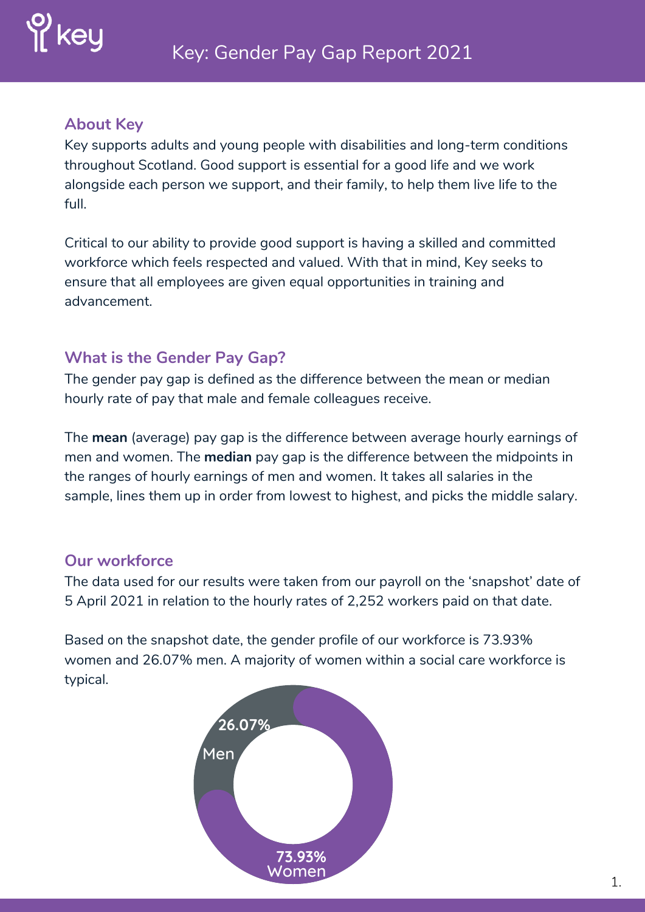# Key: Gender Pay Gap Report 2021

## About Key

Key supports adults and young people with disabilities and long-term conditions throughout Scotland. Good support is essential for a good life and we work alongside each person we support, and their family, to help them live life to the full.

Critical to our ability to provide good support is having a skilled and committed workforce which feels respected and valued. With that in mind, Key seeks to ensure that all employees are given equal opportunities in training and advancement.

## What is the Gender Pay Gap?

The gender pay gap is defined as the difference between the mean or median hourly rate of pay that male and female colleagues receive.

The **mean** (average) pay gap is the difference between average hourly earnings of men and women. The **median** pay gap is the difference between the midpoints in the ranges of hourly earnings of men and women. It takes all salaries in the sample, lines them up in order from lowest to highest, and picks the middle salary.

## Our workforce

The data used for our results were taken from our payroll on the 'snapshot' date of 5 April 2021 in relation to the hourly rates of 2,252 workers paid on that date.

Based on the snapshot date, the gender profile of our workforce is 73.93% women and 26.07% men. A majority of women within a social care workforce is typical.

26.07% Men

73.93% Women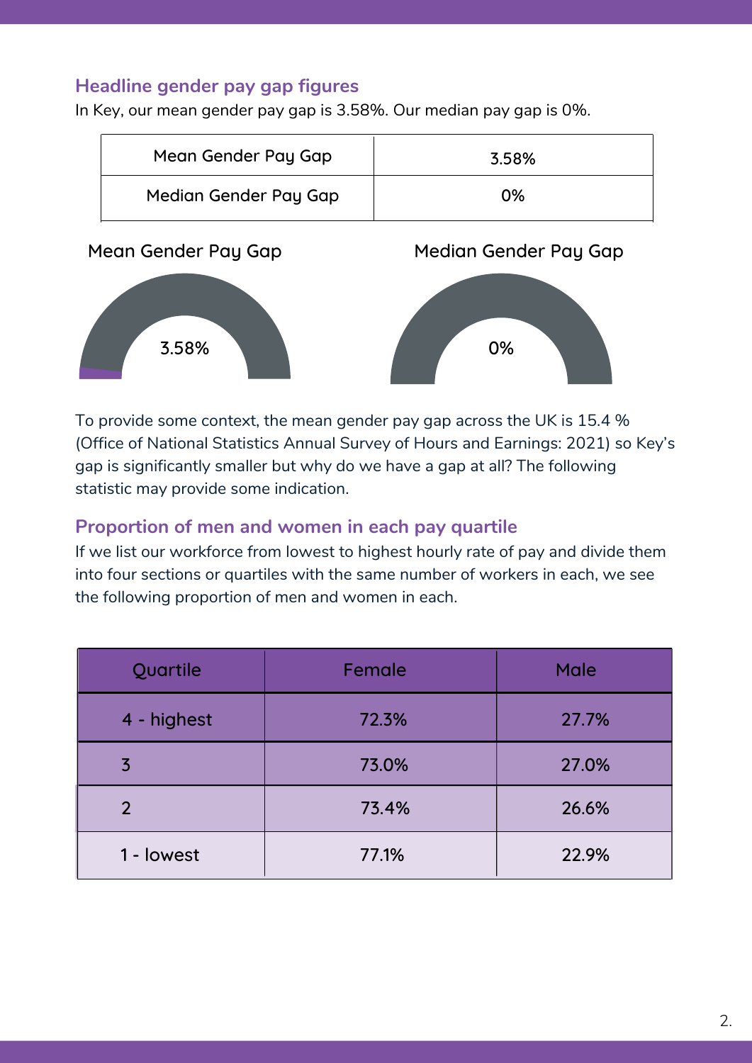## Headline gender pay gap figures

In Key, our mean gender pay gap is 3.58%. Our median pay gap is 0%.

| Mean Gender Pay Gap | 3.58% |
|---|---|
| Median Gender Pay Gap | 0% |

Mean Gender Pay Gap

3.58%

Median Gender Pay Gap

0%

To provide some context, the mean gender pay gap across the UK is 15.4 % (Office of National Statistics Annual Survey of Hours and Earnings: 2021) so Key's gap is significantly smaller but why do we have a gap at all? The following statistic may provide some indication.

## Proportion of men and women in each pay quartile

If we list our workforce from lowest to highest hourly rate of pay and divide them into four sections or quartiles with the same number of workers in each, we see the following proportion of men and women in each.

| Quartile | Female | Male |
|---|---|---|
| 4 - highest | 72.3% | 27.7% |
| 3 | 73.0% | 27.0% |
| 2 | 73.4% | 26.6% |
| 1 - lowest | 77.1% | 22.9% |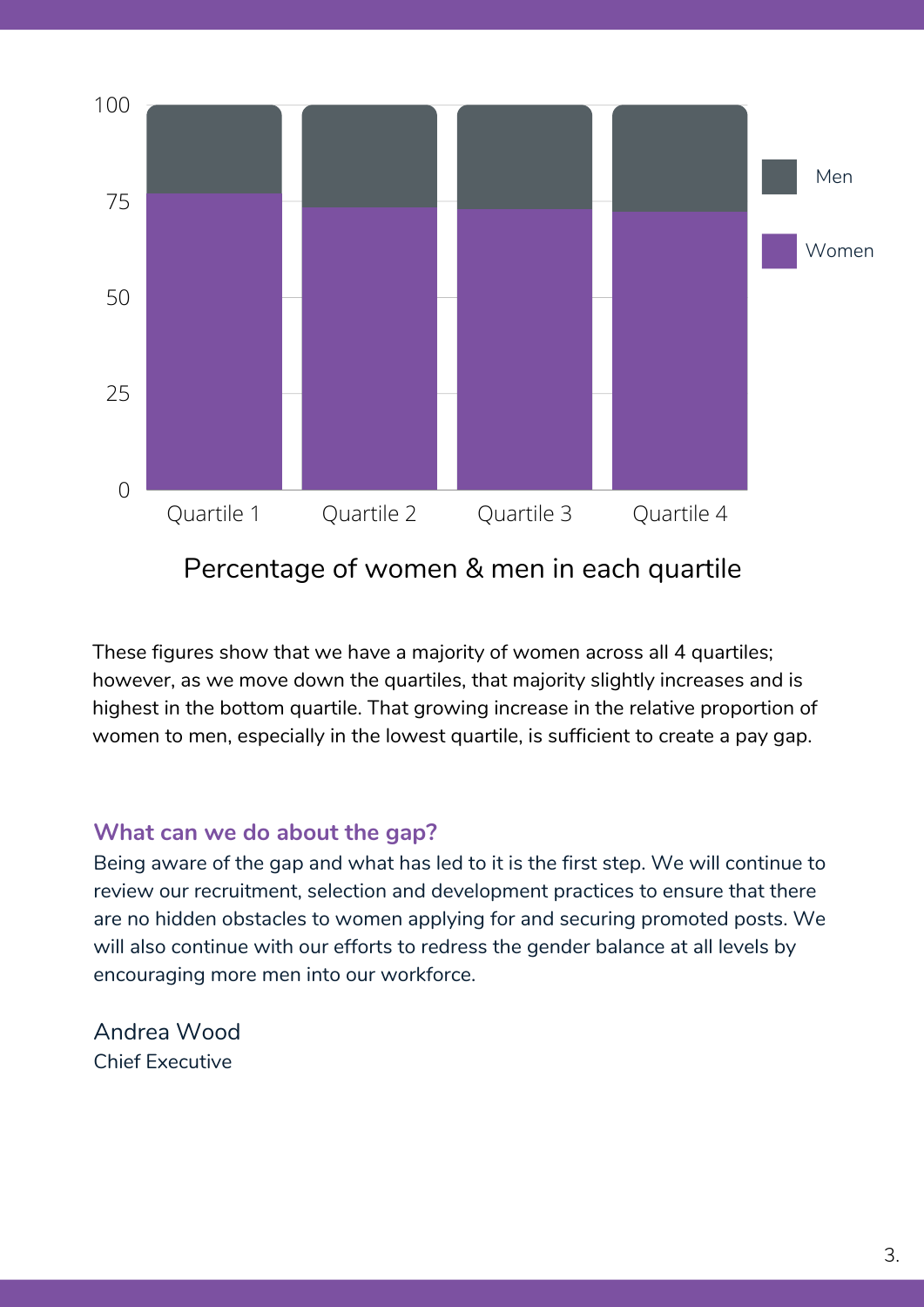100
75
50
25
0

Quartile 1
Quartile 2
Quartile 3
Quartile 4

Men
Women

Percentage of women & men in each quartile

These figures show that we have a majority of women across all 4 quartiles; however, as we move down the quartiles, that majority slightly increases and is highest in the bottom quartile. That growing increase in the relative proportion of women to men, especially in the lowest quartile, is sufficient to create a pay gap.

## What can we do about the gap?

Being aware of the gap and what has led to it is the first step. We will continue to review our recruitment, selection and development practices to ensure that there are no hidden obstacles to women applying for and securing promoted posts. We will also continue with our efforts to redress the gender balance at all levels by encouraging more men into our workforce.

Andrea Wood
Chief Executive